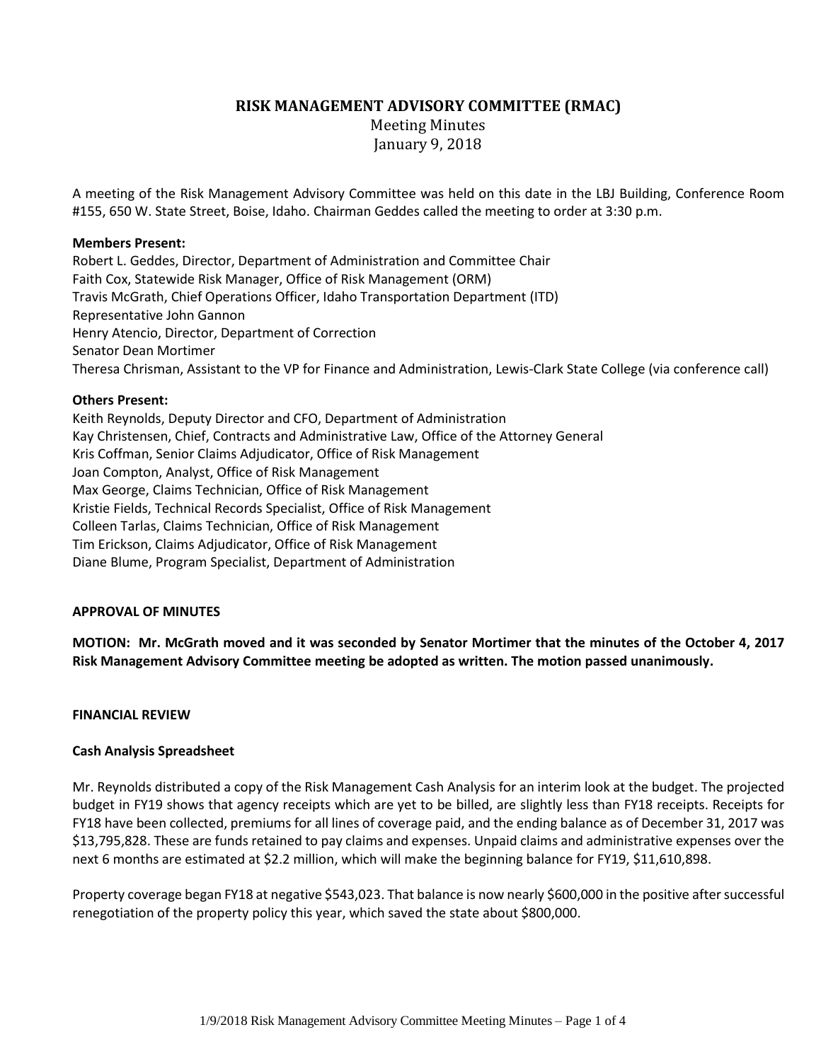# RISK MANAGEMENT ADVISORY COMMITTEE (RMAC)

Meeting Minutes
January 9, 2018

A meeting of the Risk Management Advisory Committee was held on this date in the LBJ Building, Conference Room #155, 650 W. State Street, Boise, Idaho. Chairman Geddes called the meeting to order at 3:30 p.m.

**Members Present:**
Robert L. Geddes, Director, Department of Administration and Committee Chair
Faith Cox, Statewide Risk Manager, Office of Risk Management (ORM)
Travis McGrath, Chief Operations Officer, Idaho Transportation Department (ITD)
Representative John Gannon
Henry Atencio, Director, Department of Correction
Senator Dean Mortimer
Theresa Chrisman, Assistant to the VP for Finance and Administration, Lewis-Clark State College (via conference call)

**Others Present:**
Keith Reynolds, Deputy Director and CFO, Department of Administration
Kay Christensen, Chief, Contracts and Administrative Law, Office of the Attorney General
Kris Coffman, Senior Claims Adjudicator, Office of Risk Management
Joan Compton, Analyst, Office of Risk Management
Max George, Claims Technician, Office of Risk Management
Kristie Fields, Technical Records Specialist, Office of Risk Management
Colleen Tarlas, Claims Technician, Office of Risk Management
Tim Erickson, Claims Adjudicator, Office of Risk Management
Diane Blume, Program Specialist, Department of Administration

**APPROVAL OF MINUTES**

**MOTION: Mr. McGrath moved and it was seconded by Senator Mortimer that the minutes of the October 4, 2017 Risk Management Advisory Committee meeting be adopted as written. The motion passed unanimously.**

**FINANCIAL REVIEW**

**Cash Analysis Spreadsheet**

Mr. Reynolds distributed a copy of the Risk Management Cash Analysis for an interim look at the budget. The projected budget in FY19 shows that agency receipts which are yet to be billed, are slightly less than FY18 receipts. Receipts for FY18 have been collected, premiums for all lines of coverage paid, and the ending balance as of December 31, 2017 was $13,795,828. These are funds retained to pay claims and expenses. Unpaid claims and administrative expenses over the next 6 months are estimated at $2.2 million, which will make the beginning balance for FY19, $11,610,898.

Property coverage began FY18 at negative $543,023. That balance is now nearly $600,000 in the positive after successful renegotiation of the property policy this year, which saved the state about $800,000.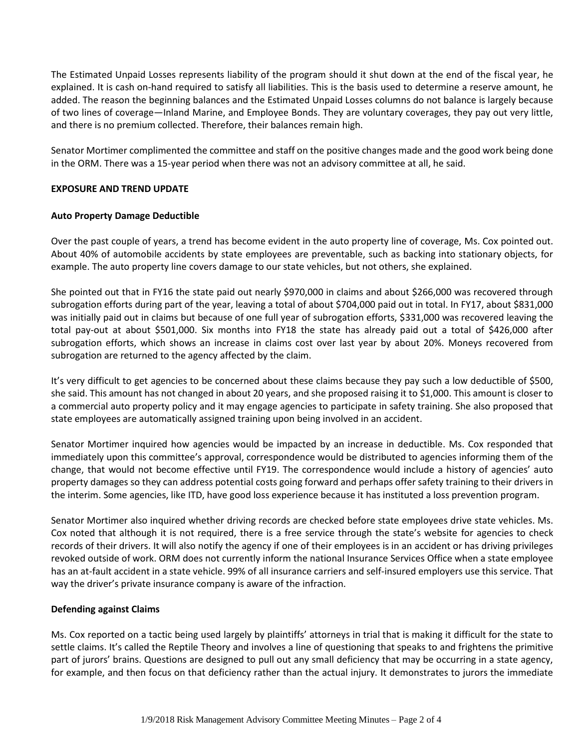The Estimated Unpaid Losses represents liability of the program should it shut down at the end of the fiscal year, he explained. It is cash on-hand required to satisfy all liabilities. This is the basis used to determine a reserve amount, he added. The reason the beginning balances and the Estimated Unpaid Losses columns do not balance is largely because of two lines of coverage—Inland Marine, and Employee Bonds. They are voluntary coverages, they pay out very little, and there is no premium collected. Therefore, their balances remain high.

Senator Mortimer complimented the committee and staff on the positive changes made and the good work being done in the ORM. There was a 15-year period when there was not an advisory committee at all, he said.

**EXPOSURE AND TREND UPDATE**

**Auto Property Damage Deductible**

Over the past couple of years, a trend has become evident in the auto property line of coverage, Ms. Cox pointed out. About 40% of automobile accidents by state employees are preventable, such as backing into stationary objects, for example. The auto property line covers damage to our state vehicles, but not others, she explained.

She pointed out that in FY16 the state paid out nearly $970,000 in claims and about $266,000 was recovered through subrogation efforts during part of the year, leaving a total of about $704,000 paid out in total. In FY17, about $831,000 was initially paid out in claims but because of one full year of subrogation efforts, $331,000 was recovered leaving the total pay-out at about $501,000. Six months into FY18 the state has already paid out a total of $426,000 after subrogation efforts, which shows an increase in claims cost over last year by about 20%. Moneys recovered from subrogation are returned to the agency affected by the claim.

It's very difficult to get agencies to be concerned about these claims because they pay such a low deductible of $500, she said. This amount has not changed in about 20 years, and she proposed raising it to $1,000. This amount is closer to a commercial auto property policy and it may engage agencies to participate in safety training. She also proposed that state employees are automatically assigned training upon being involved in an accident.

Senator Mortimer inquired how agencies would be impacted by an increase in deductible. Ms. Cox responded that immediately upon this committee's approval, correspondence would be distributed to agencies informing them of the change, that would not become effective until FY19. The correspondence would include a history of agencies' auto property damages so they can address potential costs going forward and perhaps offer safety training to their drivers in the interim. Some agencies, like ITD, have good loss experience because it has instituted a loss prevention program.

Senator Mortimer also inquired whether driving records are checked before state employees drive state vehicles. Ms. Cox noted that although it is not required, there is a free service through the state's website for agencies to check records of their drivers. It will also notify the agency if one of their employees is in an accident or has driving privileges revoked outside of work. ORM does not currently inform the national Insurance Services Office when a state employee has an at-fault accident in a state vehicle. 99% of all insurance carriers and self-insured employers use this service. That way the driver's private insurance company is aware of the infraction.

**Defending against Claims**

Ms. Cox reported on a tactic being used largely by plaintiffs' attorneys in trial that is making it difficult for the state to settle claims. It's called the Reptile Theory and involves a line of questioning that speaks to and frightens the primitive part of jurors' brains. Questions are designed to pull out any small deficiency that may be occurring in a state agency, for example, and then focus on that deficiency rather than the actual injury. It demonstrates to jurors the immediate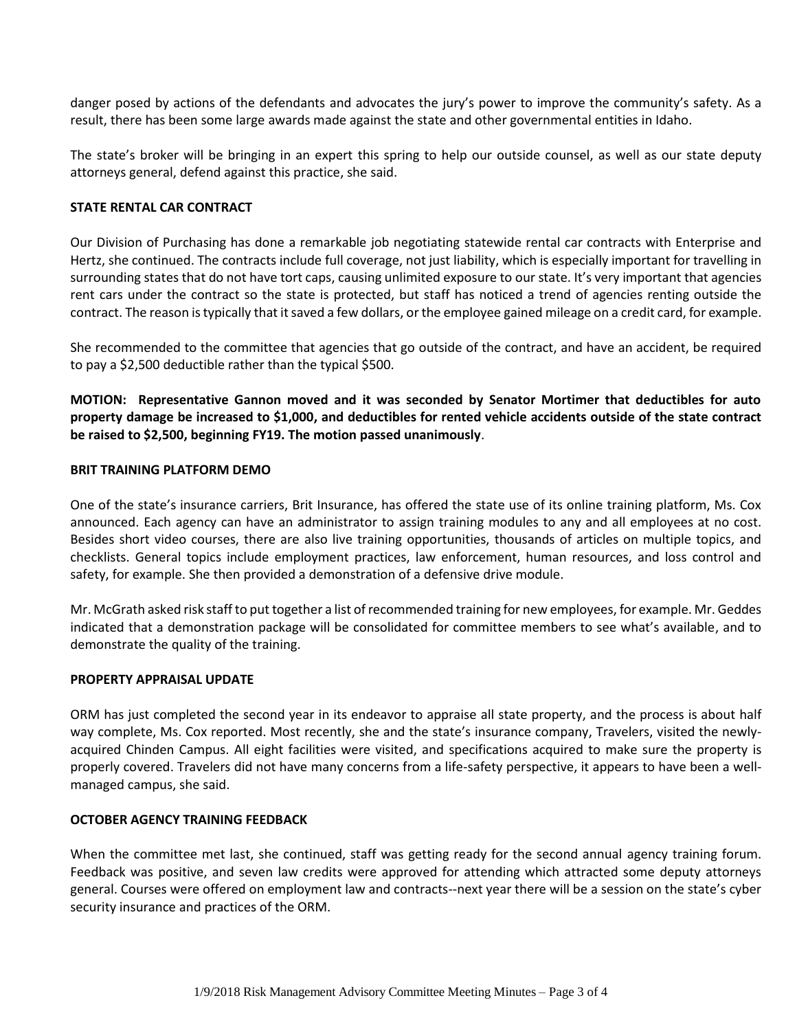danger posed by actions of the defendants and advocates the jury's power to improve the community's safety. As a result, there has been some large awards made against the state and other governmental entities in Idaho.

The state's broker will be bringing in an expert this spring to help our outside counsel, as well as our state deputy attorneys general, defend against this practice, she said.

**STATE RENTAL CAR CONTRACT**

Our Division of Purchasing has done a remarkable job negotiating statewide rental car contracts with Enterprise and Hertz, she continued. The contracts include full coverage, not just liability, which is especially important for travelling in surrounding states that do not have tort caps, causing unlimited exposure to our state. It's very important that agencies rent cars under the contract so the state is protected, but staff has noticed a trend of agencies renting outside the contract. The reason is typically that it saved a few dollars, or the employee gained mileage on a credit card, for example.

She recommended to the committee that agencies that go outside of the contract, and have an accident, be required to pay a $2,500 deductible rather than the typical $500.

**MOTION: Representative Gannon moved and it was seconded by Senator Mortimer that deductibles for auto property damage be increased to $1,000, and deductibles for rented vehicle accidents outside of the state contract be raised to $2,500, beginning FY19. The motion passed unanimously**.

**BRIT TRAINING PLATFORM DEMO**

One of the state's insurance carriers, Brit Insurance, has offered the state use of its online training platform, Ms. Cox announced. Each agency can have an administrator to assign training modules to any and all employees at no cost. Besides short video courses, there are also live training opportunities, thousands of articles on multiple topics, and checklists. General topics include employment practices, law enforcement, human resources, and loss control and safety, for example. She then provided a demonstration of a defensive drive module.

Mr. McGrath asked risk staff to put together a list of recommended training for new employees, for example. Mr. Geddes indicated that a demonstration package will be consolidated for committee members to see what's available, and to demonstrate the quality of the training.

**PROPERTY APPRAISAL UPDATE**

ORM has just completed the second year in its endeavor to appraise all state property, and the process is about half way complete, Ms. Cox reported. Most recently, she and the state's insurance company, Travelers, visited the newly-acquired Chinden Campus. All eight facilities were visited, and specifications acquired to make sure the property is properly covered. Travelers did not have many concerns from a life-safety perspective, it appears to have been a well-managed campus, she said.

**OCTOBER AGENCY TRAINING FEEDBACK**

When the committee met last, she continued, staff was getting ready for the second annual agency training forum. Feedback was positive, and seven law credits were approved for attending which attracted some deputy attorneys general. Courses were offered on employment law and contracts--next year there will be a session on the state's cyber security insurance and practices of the ORM.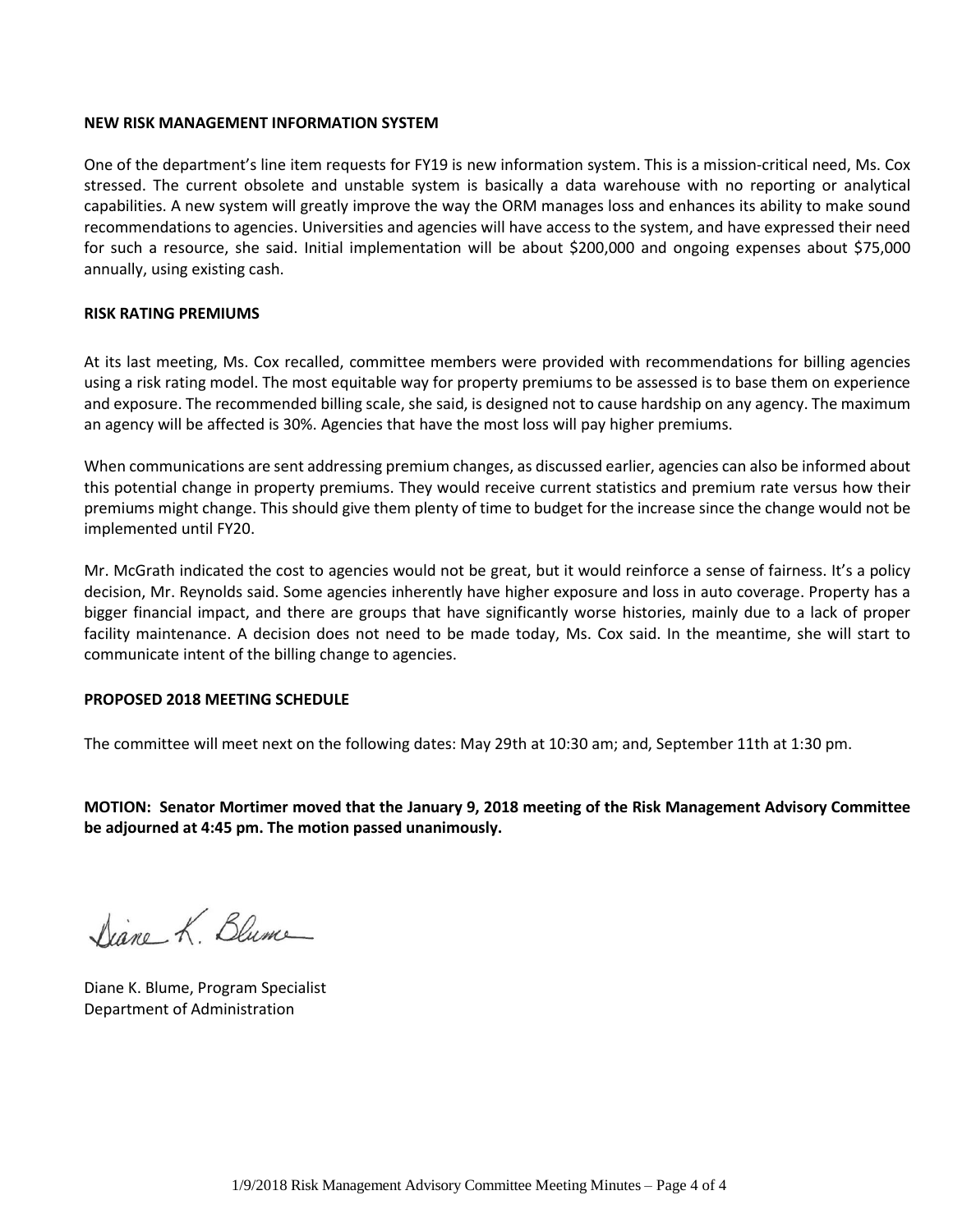**NEW RISK MANAGEMENT INFORMATION SYSTEM**

One of the department's line item requests for FY19 is new information system. This is a mission-critical need, Ms. Cox stressed. The current obsolete and unstable system is basically a data warehouse with no reporting or analytical capabilities. A new system will greatly improve the way the ORM manages loss and enhances its ability to make sound recommendations to agencies. Universities and agencies will have access to the system, and have expressed their need for such a resource, she said. Initial implementation will be about \$200,000 and ongoing expenses about \$75,000 annually, using existing cash.

**RISK RATING PREMIUMS**

At its last meeting, Ms. Cox recalled, committee members were provided with recommendations for billing agencies using a risk rating model. The most equitable way for property premiums to be assessed is to base them on experience and exposure. The recommended billing scale, she said, is designed not to cause hardship on any agency. The maximum an agency will be affected is 30%. Agencies that have the most loss will pay higher premiums.

When communications are sent addressing premium changes, as discussed earlier, agencies can also be informed about this potential change in property premiums. They would receive current statistics and premium rate versus how their premiums might change. This should give them plenty of time to budget for the increase since the change would not be implemented until FY20.

Mr. McGrath indicated the cost to agencies would not be great, but it would reinforce a sense of fairness. It's a policy decision, Mr. Reynolds said. Some agencies inherently have higher exposure and loss in auto coverage. Property has a bigger financial impact, and there are groups that have significantly worse histories, mainly due to a lack of proper facility maintenance. A decision does not need to be made today, Ms. Cox said. In the meantime, she will start to communicate intent of the billing change to agencies.

**PROPOSED 2018 MEETING SCHEDULE**

The committee will meet next on the following dates: May 29th at 10:30 am; and, September 11th at 1:30 pm.

**MOTION: Senator Mortimer moved that the January 9, 2018 meeting of the Risk Management Advisory Committee be adjourned at 4:45 pm. The motion passed unanimously.**

Diane K. Blume

Diane K. Blume, Program Specialist
Department of Administration